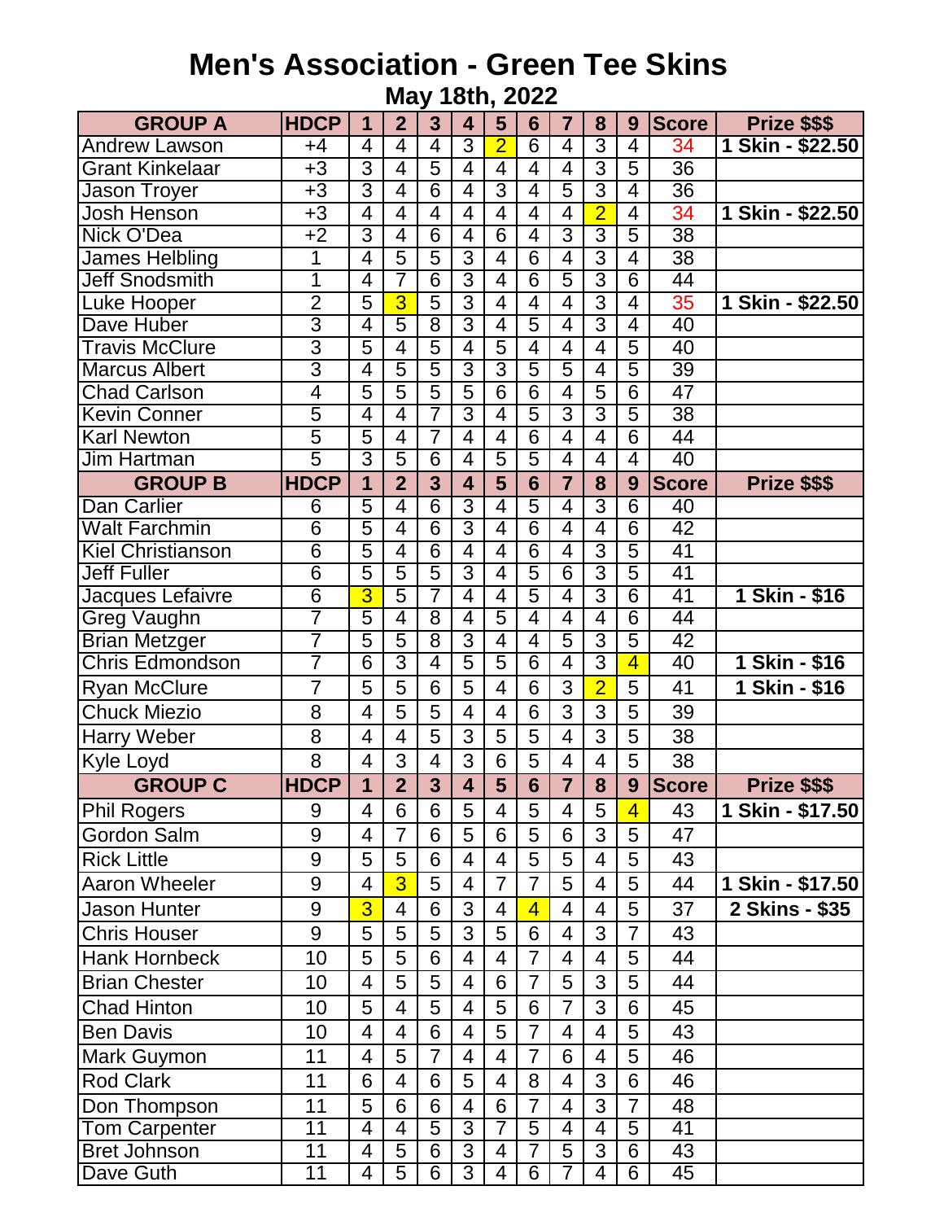# Men's Association - Green Tee Skins

## May 18th, 2022

| GROUP A | HDCP | 1 | 2 | 3 | 4 | 5 | 6 | 7 | 8 | 9 | Score | Prize $$$ |
|---|---|---|---|---|---|---|---|---|---|---|---|---|
| Andrew Lawson | +4 | 4 | 4 | 4 | 3 | 2 | 6 | 4 | 3 | 4 | 34 | 1 Skin - $22.50 |
| Grant Kinkelaar | +3 | 3 | 4 | 5 | 4 | 4 | 4 | 4 | 3 | 5 | 36 | |
| Jason Troyer | +3 | 3 | 4 | 6 | 4 | 3 | 4 | 5 | 3 | 4 | 36 | |
| Josh Henson | +3 | 4 | 4 | 4 | 4 | 4 | 4 | 4 | 2 | 4 | 34 | 1 Skin - $22.50 |
| Nick O'Dea | +2 | 3 | 4 | 6 | 4 | 6 | 4 | 3 | 3 | 5 | 38 | |
| James Helbling | 1 | 4 | 5 | 5 | 3 | 4 | 6 | 4 | 3 | 4 | 38 | |
| Jeff Snodsmith | 1 | 4 | 7 | 6 | 3 | 4 | 6 | 5 | 3 | 6 | 44 | |
| Luke Hooper | 2 | 5 | 3 | 5 | 3 | 4 | 4 | 4 | 3 | 4 | 35 | 1 Skin - $22.50 |
| Dave Huber | 3 | 4 | 5 | 8 | 3 | 4 | 5 | 4 | 3 | 4 | 40 | |
| Travis McClure | 3 | 5 | 4 | 5 | 4 | 5 | 4 | 4 | 4 | 5 | 40 | |
| Marcus Albert | 3 | 4 | 5 | 5 | 3 | 3 | 5 | 5 | 4 | 5 | 39 | |
| Chad Carlson | 4 | 5 | 5 | 5 | 5 | 6 | 6 | 4 | 5 | 6 | 47 | |
| Kevin Conner | 5 | 4 | 4 | 7 | 3 | 4 | 5 | 3 | 3 | 5 | 38 | |
| Karl Newton | 5 | 5 | 4 | 7 | 4 | 4 | 6 | 4 | 4 | 6 | 44 | |
| Jim Hartman | 5 | 3 | 5 | 6 | 4 | 5 | 5 | 4 | 4 | 4 | 40 | |
| **GROUP B** | **HDCP** | **1** | **2** | **3** | **4** | **5** | **6** | **7** | **8** | **9** | **Score** | **Prize $$$** |
| Dan Carlier | 6 | 5 | 4 | 6 | 3 | 4 | 5 | 4 | 3 | 6 | 40 | |
| Walt Farchmin | 6 | 5 | 4 | 6 | 3 | 4 | 6 | 4 | 4 | 6 | 42 | |
| Kiel Christianson | 6 | 5 | 4 | 6 | 4 | 4 | 6 | 4 | 3 | 5 | 41 | |
| Jeff Fuller | 6 | 5 | 5 | 5 | 3 | 4 | 5 | 6 | 3 | 5 | 41 | |
| Jacques Lefaivre | 6 | 3 | 5 | 7 | 4 | 4 | 5 | 4 | 3 | 6 | 41 | 1 Skin - $16 |
| Greg Vaughn | 7 | 5 | 4 | 8 | 4 | 5 | 4 | 4 | 4 | 6 | 44 | |
| Brian Metzger | 7 | 5 | 5 | 8 | 3 | 4 | 4 | 5 | 3 | 5 | 42 | |
| Chris Edmondson | 7 | 6 | 3 | 4 | 5 | 5 | 6 | 4 | 3 | 4 | 40 | 1 Skin - $16 |
| Ryan McClure | 7 | 5 | 5 | 6 | 5 | 4 | 6 | 3 | 2 | 5 | 41 | 1 Skin - $16 |
| Chuck Miezio | 8 | 4 | 5 | 5 | 4 | 4 | 6 | 3 | 3 | 5 | 39 | |
| Harry Weber | 8 | 4 | 4 | 5 | 3 | 5 | 5 | 4 | 3 | 5 | 38 | |
| Kyle Loyd | 8 | 4 | 3 | 4 | 3 | 6 | 5 | 4 | 4 | 5 | 38 | |
| **GROUP C** | **HDCP** | **1** | **2** | **3** | **4** | **5** | **6** | **7** | **8** | **9** | **Score** | **Prize $$$** |
| Phil Rogers | 9 | 4 | 6 | 6 | 5 | 4 | 5 | 4 | 5 | 4 | 43 | 1 Skin - $17.50 |
| Gordon Salm | 9 | 4 | 7 | 6 | 5 | 6 | 5 | 6 | 3 | 5 | 47 | |
| Rick Little | 9 | 5 | 5 | 6 | 4 | 4 | 5 | 5 | 4 | 5 | 43 | |
| Aaron Wheeler | 9 | 4 | 3 | 5 | 4 | 7 | 7 | 5 | 4 | 5 | 44 | 1 Skin - $17.50 |
| Jason Hunter | 9 | 3 | 4 | 6 | 3 | 4 | 4 | 4 | 4 | 5 | 37 | 2 Skins - $35 |
| Chris Houser | 9 | 5 | 5 | 5 | 3 | 5 | 6 | 4 | 3 | 7 | 43 | |
| Hank Hornbeck | 10 | 5 | 5 | 6 | 4 | 4 | 7 | 4 | 4 | 5 | 44 | |
| Brian Chester | 10 | 4 | 5 | 5 | 4 | 6 | 7 | 5 | 3 | 5 | 44 | |
| Chad Hinton | 10 | 5 | 4 | 5 | 4 | 5 | 6 | 7 | 3 | 6 | 45 | |
| Ben Davis | 10 | 4 | 4 | 6 | 4 | 5 | 7 | 4 | 4 | 5 | 43 | |
| Mark Guymon | 11 | 4 | 5 | 7 | 4 | 4 | 7 | 6 | 4 | 5 | 46 | |
| Rod Clark | 11 | 6 | 4 | 6 | 5 | 4 | 8 | 4 | 3 | 6 | 46 | |
| Don Thompson | 11 | 5 | 6 | 6 | 4 | 6 | 7 | 4 | 3 | 7 | 48 | |
| Tom Carpenter | 11 | 4 | 4 | 5 | 3 | 7 | 5 | 4 | 4 | 5 | 41 | |
| Bret Johnson | 11 | 4 | 5 | 6 | 3 | 4 | 7 | 5 | 3 | 6 | 43 | |
| Dave Guth | 11 | 4 | 5 | 6 | 3 | 4 | 6 | 7 | 4 | 6 | 45 | |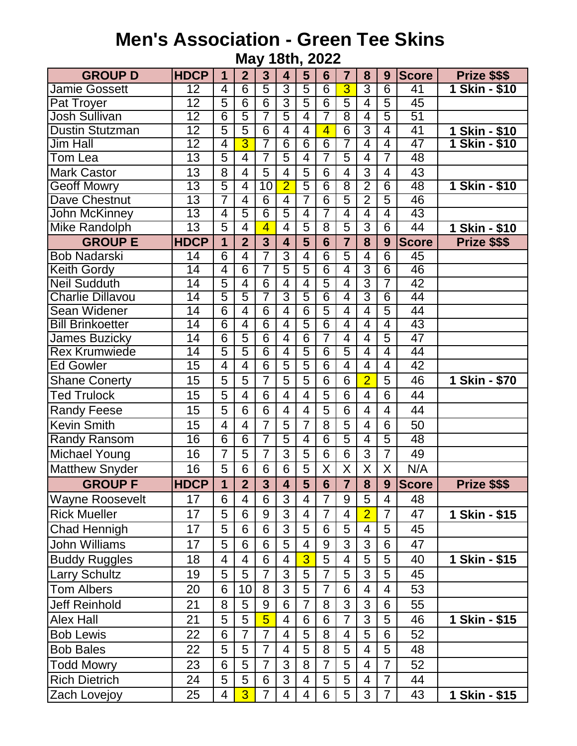# Men's Association - Green Tee Skins

## May 18th, 2022

| GROUP D | HDCP | 1 | 2 | 3 | 4 | 5 | 6 | 7 | 8 | 9 | Score | Prize $$$ |
|---|---|---|---|---|---|---|---|---|---|---|---|---|
| Jamie Gossett | 12 | 4 | 6 | 5 | 3 | 5 | 6 | 3 | 3 | 6 | 41 | 1 Skin - $10 |
| Pat Troyer | 12 | 5 | 6 | 6 | 3 | 5 | 6 | 5 | 4 | 5 | 45 | |
| Josh Sullivan | 12 | 6 | 5 | 7 | 5 | 4 | 7 | 8 | 4 | 5 | 51 | |
| Dustin Stutzman | 12 | 5 | 5 | 6 | 4 | 4 | 4 | 6 | 3 | 4 | 41 | 1 Skin - $10 |
| Jim Hall | 12 | 4 | 3 | 7 | 6 | 6 | 6 | 7 | 4 | 4 | 47 | 1 Skin - $10 |
| Tom Lea | 13 | 5 | 4 | 7 | 5 | 4 | 7 | 5 | 4 | 7 | 48 | |
| Mark Castor | 13 | 8 | 4 | 5 | 4 | 5 | 6 | 4 | 3 | 4 | 43 | |
| Geoff Mowry | 13 | 5 | 4 | 10 | 2 | 5 | 6 | 8 | 2 | 6 | 48 | 1 Skin - $10 |
| Dave Chestnut | 13 | 7 | 4 | 6 | 4 | 7 | 6 | 5 | 2 | 5 | 46 | |
| John McKinney | 13 | 4 | 5 | 6 | 5 | 4 | 7 | 4 | 4 | 4 | 43 | |
| Mike Randolph | 13 | 5 | 4 | 4 | 4 | 5 | 8 | 5 | 3 | 6 | 44 | 1 Skin - $10 |
| **GROUP E** | **HDCP** | **1** | **2** | **3** | **4** | **5** | **6** | **7** | **8** | **9** | **Score** | **Prize $$$** |
| Bob Nadarski | 14 | 6 | 4 | 7 | 3 | 4 | 6 | 5 | 4 | 6 | 45 | |
| Keith Gordy | 14 | 4 | 6 | 7 | 5 | 5 | 6 | 4 | 3 | 6 | 46 | |
| Neil Sudduth | 14 | 5 | 4 | 6 | 4 | 4 | 5 | 4 | 3 | 7 | 42 | |
| Charlie Dillavou | 14 | 5 | 5 | 7 | 3 | 5 | 6 | 4 | 3 | 6 | 44 | |
| Sean Widener | 14 | 6 | 4 | 6 | 4 | 6 | 5 | 4 | 4 | 5 | 44 | |
| Bill Brinkoetter | 14 | 6 | 4 | 6 | 4 | 5 | 6 | 4 | 4 | 4 | 43 | |
| James Buzicky | 14 | 6 | 5 | 6 | 4 | 6 | 7 | 4 | 4 | 5 | 47 | |
| Rex Krumwiede | 14 | 5 | 5 | 6 | 4 | 5 | 6 | 5 | 4 | 4 | 44 | |
| Ed Gowler | 15 | 4 | 4 | 6 | 5 | 5 | 6 | 4 | 4 | 4 | 42 | |
| Shane Conerty | 15 | 5 | 5 | 7 | 5 | 5 | 6 | 6 | 2 | 5 | 46 | 1 Skin - $70 |
| Ted Trulock | 15 | 5 | 4 | 6 | 4 | 4 | 5 | 6 | 4 | 6 | 44 | |
| Randy Feese | 15 | 5 | 6 | 6 | 4 | 4 | 5 | 6 | 4 | 4 | 44 | |
| Kevin Smith | 15 | 4 | 4 | 7 | 5 | 7 | 8 | 5 | 4 | 6 | 50 | |
| Randy Ransom | 16 | 6 | 6 | 7 | 5 | 4 | 6 | 5 | 4 | 5 | 48 | |
| Michael Young | 16 | 7 | 5 | 7 | 3 | 5 | 6 | 6 | 3 | 7 | 49 | |
| Matthew Snyder | 16 | 5 | 6 | 6 | 6 | 5 | X | X | X | X | N/A | |
| **GROUP F** | **HDCP** | **1** | **2** | **3** | **4** | **5** | **6** | **7** | **8** | **9** | **Score** | **Prize $$$** |
| Wayne Roosevelt | 17 | 6 | 4 | 6 | 3 | 4 | 7 | 9 | 5 | 4 | 48 | |
| Rick Mueller | 17 | 5 | 6 | 9 | 3 | 4 | 7 | 4 | 2 | 7 | 47 | 1 Skin - $15 |
| Chad Hennigh | 17 | 5 | 6 | 6 | 3 | 5 | 6 | 5 | 4 | 5 | 45 | |
| John Williams | 17 | 5 | 6 | 6 | 5 | 4 | 9 | 3 | 3 | 6 | 47 | |
| Buddy Ruggles | 18 | 4 | 4 | 6 | 4 | 3 | 5 | 4 | 5 | 5 | 40 | 1 Skin - $15 |
| Larry Schultz | 19 | 5 | 5 | 7 | 3 | 5 | 7 | 5 | 3 | 5 | 45 | |
| Tom Albers | 20 | 6 | 10 | 8 | 3 | 5 | 7 | 6 | 4 | 4 | 53 | |
| Jeff Reinhold | 21 | 8 | 5 | 9 | 6 | 7 | 8 | 3 | 3 | 6 | 55 | |
| Alex Hall | 21 | 5 | 5 | 5 | 4 | 6 | 6 | 7 | 3 | 5 | 46 | 1 Skin - $15 |
| Bob Lewis | 22 | 6 | 7 | 7 | 4 | 5 | 8 | 4 | 5 | 6 | 52 | |
| Bob Bales | 22 | 5 | 5 | 7 | 4 | 5 | 8 | 5 | 4 | 5 | 48 | |
| Todd Mowry | 23 | 6 | 5 | 7 | 3 | 8 | 7 | 5 | 4 | 7 | 52 | |
| Rich Dietrich | 24 | 5 | 5 | 6 | 3 | 4 | 5 | 5 | 4 | 7 | 44 | |
| Zach Lovejoy | 25 | 4 | 3 | 7 | 4 | 4 | 6 | 5 | 3 | 7 | 43 | 1 Skin - $15 |